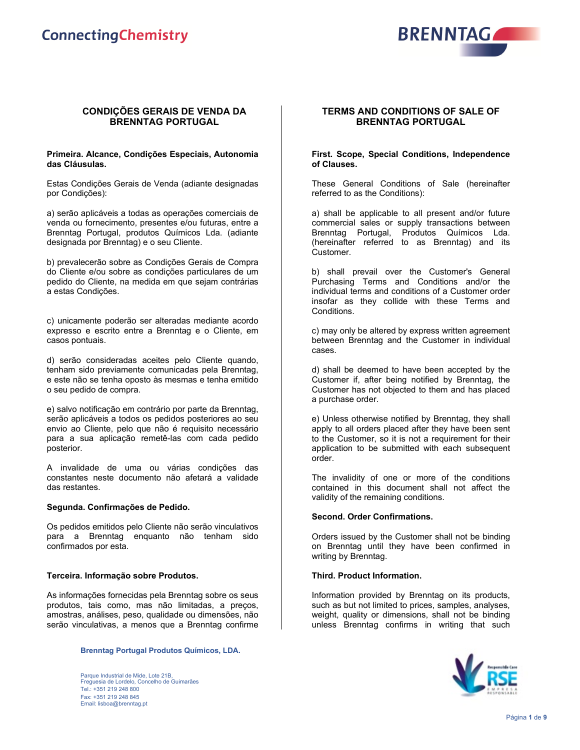## CONDIÇÕES GERAIS DE VENDA DA BRENNTAG PORTUGAL

**Primeira. Alcance, Condições Especiais, Autonomia das Cláusulas.**

Estas Condições Gerais de Venda (adiante designadas por Condições):

a) serão aplicáveis a todas as operações comerciais de venda ou fornecimento, presentes e/ou futuras, entre a Brenntag Portugal, produtos Químicos Lda. (adiante designada por Brenntag) e o seu Cliente.

b) prevalecerão sobre as Condições Gerais de Compra do Cliente e/ou sobre as condições particulares de um pedido do Cliente, na medida em que sejam contrárias a estas Condições.

c) unicamente poderão ser alteradas mediante acordo expresso e escrito entre a Brenntag e o Cliente, em casos pontuais.

d) serão consideradas aceites pelo Cliente quando, tenham sido previamente comunicadas pela Brenntag, e este não se tenha oposto às mesmas e tenha emitido o seu pedido de compra.

e) salvo notificação em contrário por parte da Brenntag, serão aplicáveis a todos os pedidos posteriores ao seu envio ao Cliente, pelo que não é requisito necessário para a sua aplicação remetê-las com cada pedido posterior.

A invalidade de uma ou várias condições das constantes neste documento não afetará a validade das restantes.

**Segunda. Confirmações de Pedido.**

Os pedidos emitidos pelo Cliente não serão vinculativos para a Brenntag enquanto não tenham sido confirmados por esta.

**Terceira. Informação sobre Produtos.**

As informações fornecidas pela Brenntag sobre os seus produtos, tais como, mas não limitadas, a preços, amostras, análises, peso, qualidade ou dimensões, não serão vinculativas, a menos que a Brenntag confirme

## TERMS AND CONDITIONS OF SALE OF BRENNTAG PORTUGAL

**First. Scope, Special Conditions, Independence of Clauses.**

These General Conditions of Sale (hereinafter referred to as the Conditions):

a) shall be applicable to all present and/or future commercial sales or supply transactions between Brenntag Portugal, Produtos Químicos Lda. (hereinafter referred to as Brenntag) and its Customer.

b) shall prevail over the Customer's General Purchasing Terms and Conditions and/or the individual terms and conditions of a Customer order insofar as they collide with these Terms and Conditions.

c) may only be altered by express written agreement between Brenntag and the Customer in individual cases.

d) shall be deemed to have been accepted by the Customer if, after being notified by Brenntag, the Customer has not objected to them and has placed a purchase order.

e) Unless otherwise notified by Brenntag, they shall apply to all orders placed after they have been sent to the Customer, so it is not a requirement for their application to be submitted with each subsequent order.

The invalidity of one or more of the conditions contained in this document shall not affect the validity of the remaining conditions.

**Second. Order Confirmations.**

Orders issued by the Customer shall not be binding on Brenntag until they have been confirmed in writing by Brenntag.

**Third. Product Information.**

Information provided by Brenntag on its products, such as but not limited to prices, samples, analyses, weight, quality or dimensions, shall not be binding unless Brenntag confirms in writing that such

**Brenntag Portugal Produtos Químicos, LDA.**

Parque Industrial de Mide, Lote 21B,
Freguesia de Lordelo, Concelho de Guimarães
Tel.: +351 219 248 800
Fax: +351 219 248 845
Email: lisboa@brenntag.pt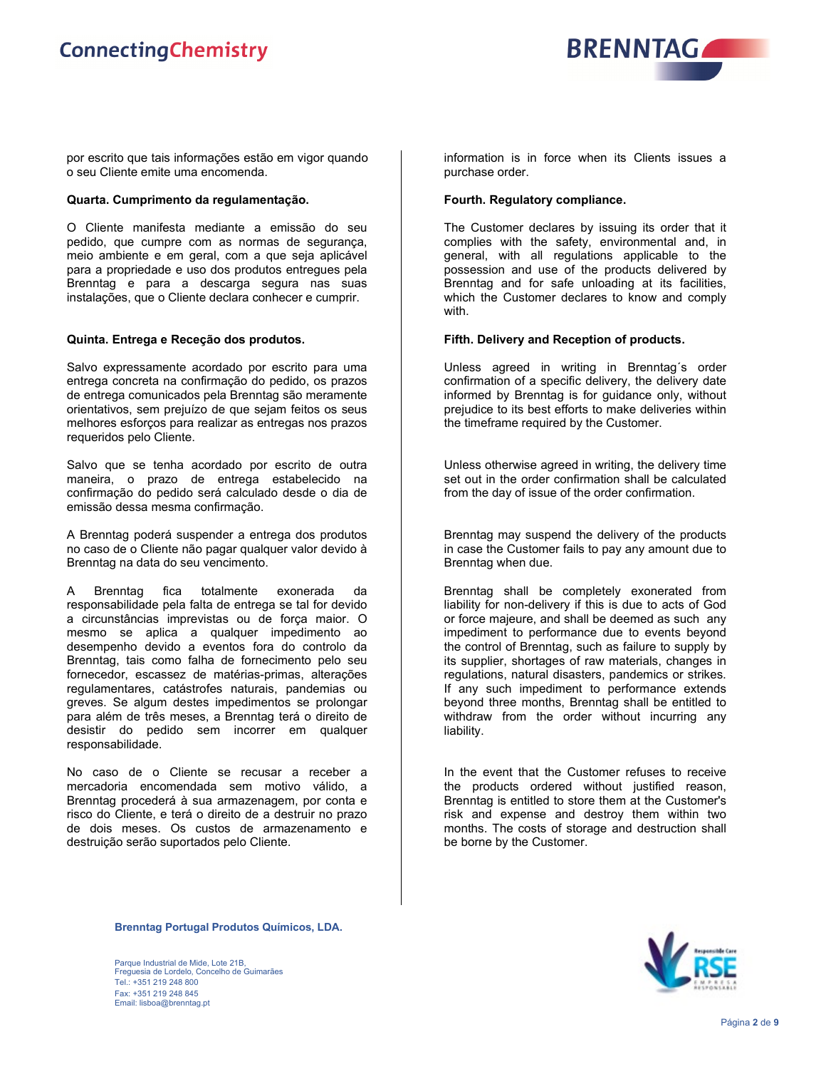por escrito que tais informações estão em vigor quando o seu Cliente emite uma encomenda.

**Quarta. Cumprimento da regulamentação.**

O Cliente manifesta mediante a emissão do seu pedido, que cumpre com as normas de segurança, meio ambiente e em geral, com a que seja aplicável para a propriedade e uso dos produtos entregues pela Brenntag e para a descarga segura nas suas instalações, que o Cliente declara conhecer e cumprir.

**Quinta. Entrega e Receção dos produtos.**

Salvo expressamente acordado por escrito para uma entrega concreta na confirmação do pedido, os prazos de entrega comunicados pela Brenntag são meramente orientativos, sem prejuízo de que sejam feitos os seus melhores esforços para realizar as entregas nos prazos requeridos pelo Cliente.

Salvo que se tenha acordado por escrito de outra maneira, o prazo de entrega estabelecido na confirmação do pedido será calculado desde o dia de emissão dessa mesma confirmação.

A Brenntag poderá suspender a entrega dos produtos no caso de o Cliente não pagar qualquer valor devido à Brenntag na data do seu vencimento.

A Brenntag fica totalmente exonerada da responsabilidade pela falta de entrega se tal for devido a circunstâncias imprevistas ou de força maior. O mesmo se aplica a qualquer impedimento ao desempenho devido a eventos fora do controlo da Brenntag, tais como falha de fornecimento pelo seu fornecedor, escassez de matérias-primas, alterações regulamentares, catástrofes naturais, pandemias ou greves. Se algum destes impedimentos se prolongar para além de três meses, a Brenntag terá o direito de desistir do pedido sem incorrer em qualquer responsabilidade.

No caso de o Cliente se recusar a receber a mercadoria encomendada sem motivo válido, a Brenntag procederá à sua armazenagem, por conta e risco do Cliente, e terá o direito de a destruir no prazo de dois meses. Os custos de armazenamento e destruição serão suportados pelo Cliente.

information is in force when its Clients issues a purchase order.

**Fourth. Regulatory compliance.**

The Customer declares by issuing its order that it complies with the safety, environmental and, in general, with all regulations applicable to the possession and use of the products delivered by Brenntag and for safe unloading at its facilities, which the Customer declares to know and comply with.

**Fifth. Delivery and Reception of products.**

Unless agreed in writing in Brenntag´s order confirmation of a specific delivery, the delivery date informed by Brenntag is for guidance only, without prejudice to its best efforts to make deliveries within the timeframe required by the Customer.

Unless otherwise agreed in writing, the delivery time set out in the order confirmation shall be calculated from the day of issue of the order confirmation.

Brenntag may suspend the delivery of the products in case the Customer fails to pay any amount due to Brenntag when due.

Brenntag shall be completely exonerated from liability for non-delivery if this is due to acts of God or force majeure, and shall be deemed as such any impediment to performance due to events beyond the control of Brenntag, such as failure to supply by its supplier, shortages of raw materials, changes in regulations, natural disasters, pandemics or strikes. If any such impediment to performance extends beyond three months, Brenntag shall be entitled to withdraw from the order without incurring any liability.

In the event that the Customer refuses to receive the products ordered without justified reason, Brenntag is entitled to store them at the Customer's risk and expense and destroy them within two months. The costs of storage and destruction shall be borne by the Customer.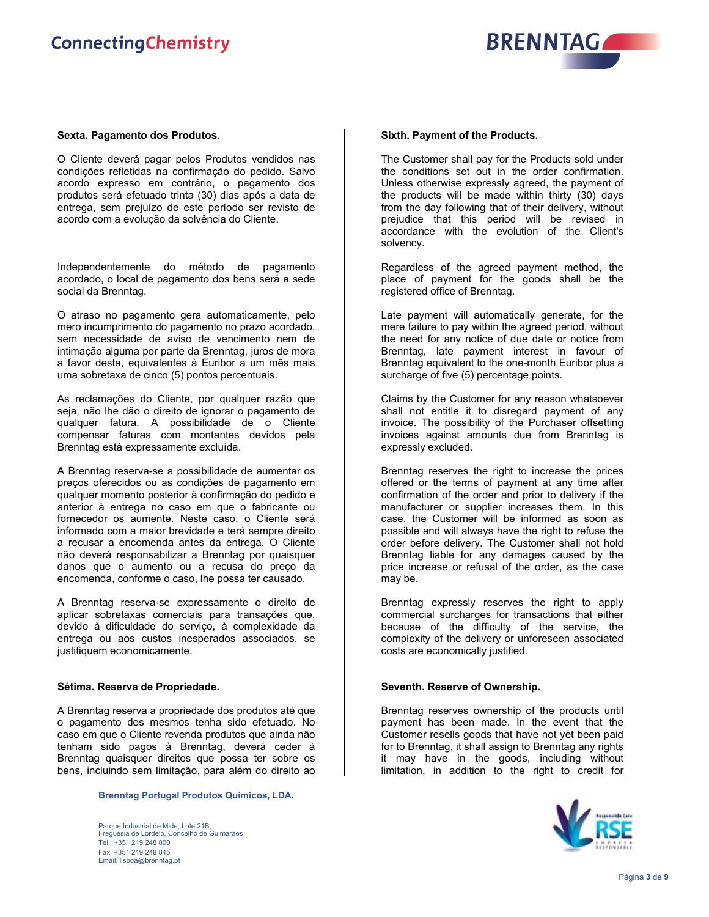**Sexta. Pagamento dos Produtos.**

O Cliente deverá pagar pelos Produtos vendidos nas condições refletidas na confirmação do pedido. Salvo acordo expresso em contrário, o pagamento dos produtos será efetuado trinta (30) dias após a data de entrega, sem prejuízo de este período ser revisto de acordo com a evolução da solvência do Cliente.

Independentemente do método de pagamento acordado, o local de pagamento dos bens será a sede social da Brenntag.

O atraso no pagamento gera automaticamente, pelo mero incumprimento do pagamento no prazo acordado, sem necessidade de aviso de vencimento nem de intimação alguma por parte da Brenntag, juros de mora a favor desta, equivalentes à Euribor a um mês mais uma sobretaxa de cinco (5) pontos percentuais.

As reclamações do Cliente, por qualquer razão que seja, não lhe dão o direito de ignorar o pagamento de qualquer fatura. A possibilidade de o Cliente compensar faturas com montantes devidos pela Brenntag está expressamente excluída.

A Brenntag reserva-se a possibilidade de aumentar os preços oferecidos ou as condições de pagamento em qualquer momento posterior à confirmação do pedido e anterior à entrega no caso em que o fabricante ou fornecedor os aumente. Neste caso, o Cliente será informado com a maior brevidade e terá sempre direito a recusar a encomenda antes da entrega. O Cliente não deverá responsabilizar a Brenntag por quaisquer danos que o aumento ou a recusa do preço da encomenda, conforme o caso, lhe possa ter causado.

A Brenntag reserva-se expressamente o direito de aplicar sobretaxas comerciais para transações que, devido à dificuldade do serviço, à complexidade da entrega ou aos custos inesperados associados, se justifiquem economicamente.

**Sétima. Reserva de Propriedade.**

A Brenntag reserva a propriedade dos produtos até que o pagamento dos mesmos tenha sido efetuado. No caso em que o Cliente revenda produtos que ainda não tenham sido pagos à Brenntag, deverá ceder à Brenntag quaisquer direitos que possa ter sobre os bens, incluindo sem limitação, para além do direito ao

**Sixth. Payment of the Products.**

The Customer shall pay for the Products sold under the conditions set out in the order confirmation. Unless otherwise expressly agreed, the payment of the products will be made within thirty (30) days from the day following that of their delivery, without prejudice that this period will be revised in accordance with the evolution of the Client's solvency.

Regardless of the agreed payment method, the place of payment for the goods shall be the registered office of Brenntag.

Late payment will automatically generate, for the mere failure to pay within the agreed period, without the need for any notice of due date or notice from Brenntag, late payment interest in favour of Brenntag equivalent to the one-month Euribor plus a surcharge of five (5) percentage points.

Claims by the Customer for any reason whatsoever shall not entitle it to disregard payment of any invoice. The possibility of the Purchaser offsetting invoices against amounts due from Brenntag is expressly excluded.

Brenntag reserves the right to increase the prices offered or the terms of payment at any time after confirmation of the order and prior to delivery if the manufacturer or supplier increases them. In this case, the Customer will be informed as soon as possible and will always have the right to refuse the order before delivery. The Customer shall not hold Brenntag liable for any damages caused by the price increase or refusal of the order, as the case may be.

Brenntag expressly reserves the right to apply commercial surcharges for transactions that either because of the difficulty of the service, the complexity of the delivery or unforeseen associated costs are economically justified.

**Seventh. Reserve of Ownership.**

Brenntag reserves ownership of the products until payment has been made. In the event that the Customer resells goods that have not yet been paid for to Brenntag, it shall assign to Brenntag any rights it may have in the goods, including without limitation, in addition to the right to credit for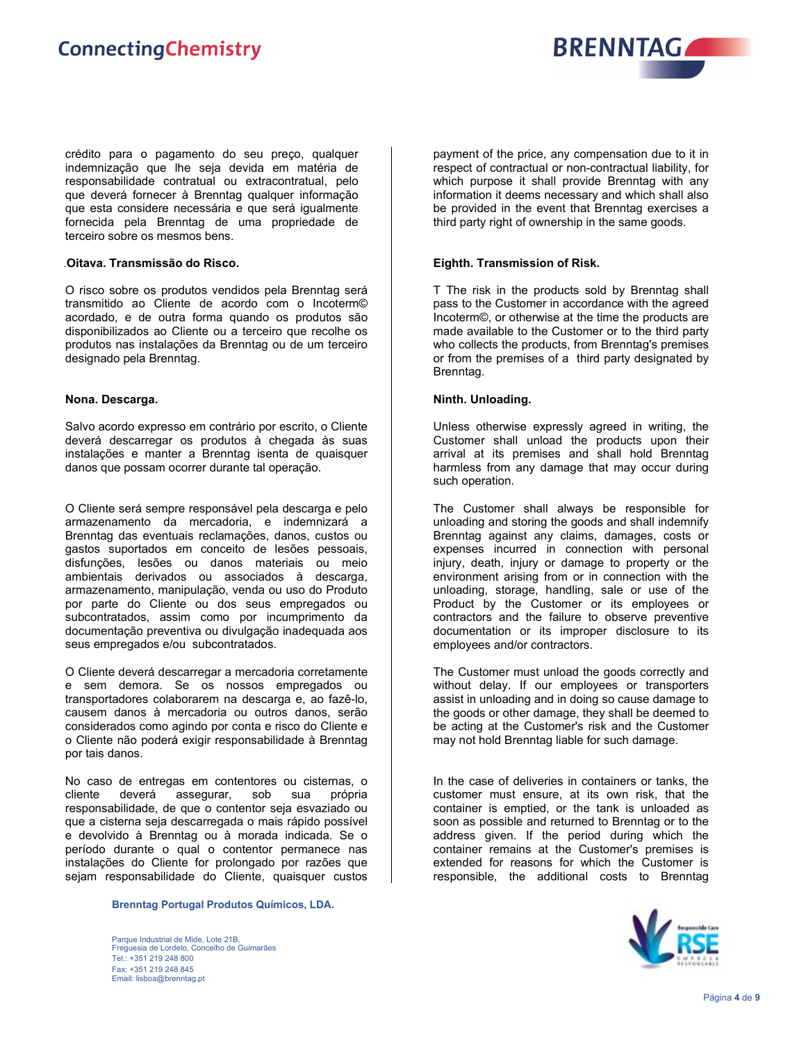crédito para o pagamento do seu preço, qualquer indemnização que lhe seja devida em matéria de responsabilidade contratual ou extracontratual, pelo que deverá fornecer à Brenntag qualquer informação que esta considere necessária e que será igualmente fornecida pela Brenntag de uma propriedade de terceiro sobre os mesmos bens.

**Oitava. Transmissão do Risco.**

O risco sobre os produtos vendidos pela Brenntag será transmitido ao Cliente de acordo com o Incoterm© acordado, e de outra forma quando os produtos são disponibilizados ao Cliente ou a terceiro que recolhe os produtos nas instalações da Brenntag ou de um terceiro designado pela Brenntag.

**Nona. Descarga.**

Salvo acordo expresso em contrário por escrito, o Cliente deverá descarregar os produtos à chegada às suas instalações e manter a Brenntag isenta de quaisquer danos que possam ocorrer durante tal operação.

O Cliente será sempre responsável pela descarga e pelo armazenamento da mercadoria, e indemnizará a Brenntag das eventuais reclamações, danos, custos ou gastos suportados em conceito de lesões pessoais, disfunções, lesões ou danos materiais ou meio ambientais derivados ou associados à descarga, armazenamento, manipulação, venda ou uso do Produto por parte do Cliente ou dos seus empregados ou subcontratados, assim como por incumprimento da documentação preventiva ou divulgação inadequada aos seus empregados e/ou subcontratados.

O Cliente deverá descarregar a mercadoria corretamente e sem demora. Se os nossos empregados ou transportadores colaborarem na descarga e, ao fazê-lo, causem danos à mercadoria ou outros danos, serão considerados como agindo por conta e risco do Cliente e o Cliente não poderá exigir responsabilidade à Brenntag por tais danos.

No caso de entregas em contentores ou cisternas, o cliente deverá assegurar, sob sua própria responsabilidade, de que o contentor seja esvaziado ou que a cisterna seja descarregada o mais rápido possível e devolvido à Brenntag ou à morada indicada. Se o período durante o qual o contentor permanece nas instalações do Cliente for prolongado por razões que sejam responsabilidade do Cliente, quaisquer custos

payment of the price, any compensation due to it in respect of contractual or non-contractual liability, for which purpose it shall provide Brenntag with any information it deems necessary and which shall also be provided in the event that Brenntag exercises a third party right of ownership in the same goods.

**Eighth. Transmission of Risk.**

T The risk in the products sold by Brenntag shall pass to the Customer in accordance with the agreed Incoterm©, or otherwise at the time the products are made available to the Customer or to the third party who collects the products, from Brenntag's premises or from the premises of a third party designated by Brenntag.

**Ninth. Unloading.**

Unless otherwise expressly agreed in writing, the Customer shall unload the products upon their arrival at its premises and shall hold Brenntag harmless from any damage that may occur during such operation.

The Customer shall always be responsible for unloading and storing the goods and shall indemnify Brenntag against any claims, damages, costs or expenses incurred in connection with personal injury, death, injury or damage to property or the environment arising from or in connection with the unloading, storage, handling, sale or use of the Product by the Customer or its employees or contractors and the failure to observe preventive documentation or its improper disclosure to its employees and/or contractors.

The Customer must unload the goods correctly and without delay. If our employees or transporters assist in unloading and in doing so cause damage to the goods or other damage, they shall be deemed to be acting at the Customer's risk and the Customer may not hold Brenntag liable for such damage.

In the case of deliveries in containers or tanks, the customer must ensure, at its own risk, that the container is emptied, or the tank is unloaded as soon as possible and returned to Brenntag or to the address given. If the period during which the container remains at the Customer's premises is extended for reasons for which the Customer is responsible, the additional costs to Brenntag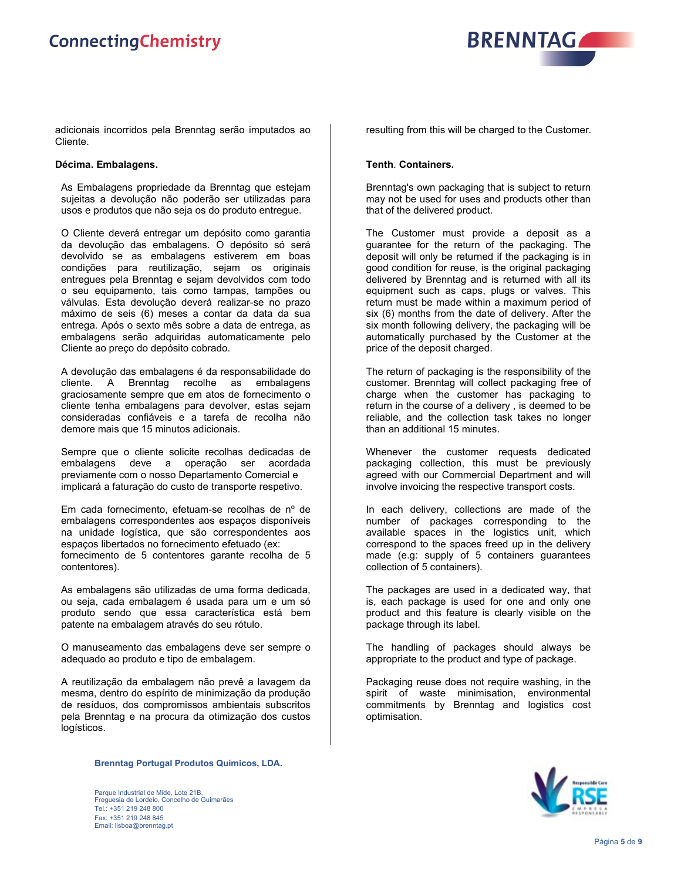adicionais incorridos pela Brenntag serão imputados ao Cliente.

**Décima. Embalagens.**

As Embalagens propriedade da Brenntag que estejam sujeitas a devolução não poderão ser utilizadas para usos e produtos que não seja os do produto entregue.

O Cliente deverá entregar um depósito como garantia da devolução das embalagens. O depósito só será devolvido se as embalagens estiverem em boas condições para reutilização, sejam os originais entregues pela Brenntag e sejam devolvidos com todo o seu equipamento, tais como tampas, tampões ou válvulas. Esta devolução deverá realizar-se no prazo máximo de seis (6) meses a contar da data da sua entrega. Após o sexto mês sobre a data de entrega, as embalagens serão adquiridas automaticamente pelo Cliente ao preço do depósito cobrado.

A devolução das embalagens é da responsabilidade do cliente. A Brenntag recolhe as embalagens graciosamente sempre que em atos de fornecimento o cliente tenha embalagens para devolver, estas sejam consideradas confiáveis e a tarefa de recolha não demore mais que 15 minutos adicionais.

Sempre que o cliente solicite recolhas dedicadas de embalagens deve a operação ser acordada previamente com o nosso Departamento Comercial e implicará a faturação do custo de transporte respetivo.

Em cada fornecimento, efetuam-se recolhas de nº de embalagens correspondentes aos espaços disponíveis na unidade logística, que são correspondentes aos espaços libertados no fornecimento efetuado (ex: fornecimento de 5 contentores garante recolha de 5 contentores).

As embalagens são utilizadas de uma forma dedicada, ou seja, cada embalagem é usada para um e um só produto sendo que essa característica está bem patente na embalagem através do seu rótulo.

O manuseamento das embalagens deve ser sempre o adequado ao produto e tipo de embalagem.

A reutilização da embalagem não prevê a lavagem da mesma, dentro do espírito de minimização da produção de resíduos, dos compromissos ambientais subscritos pela Brenntag e na procura da otimização dos custos logísticos.

resulting from this will be charged to the Customer.

**Tenth. Containers.**

Brenntag's own packaging that is subject to return may not be used for uses and products other than that of the delivered product.

The Customer must provide a deposit as a guarantee for the return of the packaging. The deposit will only be returned if the packaging is in good condition for reuse, is the original packaging delivered by Brenntag and is returned with all its equipment such as caps, plugs or valves. This return must be made within a maximum period of six (6) months from the date of delivery. After the six month following delivery, the packaging will be automatically purchased by the Customer at the price of the deposit charged.

The return of packaging is the responsibility of the customer. Brenntag will collect packaging free of charge when the customer has packaging to return in the course of a delivery , is deemed to be reliable, and the collection task takes no longer than an additional 15 minutes.

Whenever the customer requests dedicated packaging collection, this must be previously agreed with our Commercial Department and will involve invoicing the respective transport costs.

In each delivery, collections are made of the number of packages corresponding to the available spaces in the logistics unit, which correspond to the spaces freed up in the delivery made (e.g: supply of 5 containers guarantees collection of 5 containers).

The packages are used in a dedicated way, that is, each package is used for one and only one product and this feature is clearly visible on the package through its label.

The handling of packages should always be appropriate to the product and type of package.

Packaging reuse does not require washing, in the spirit of waste minimisation, environmental commitments by Brenntag and logistics cost optimisation.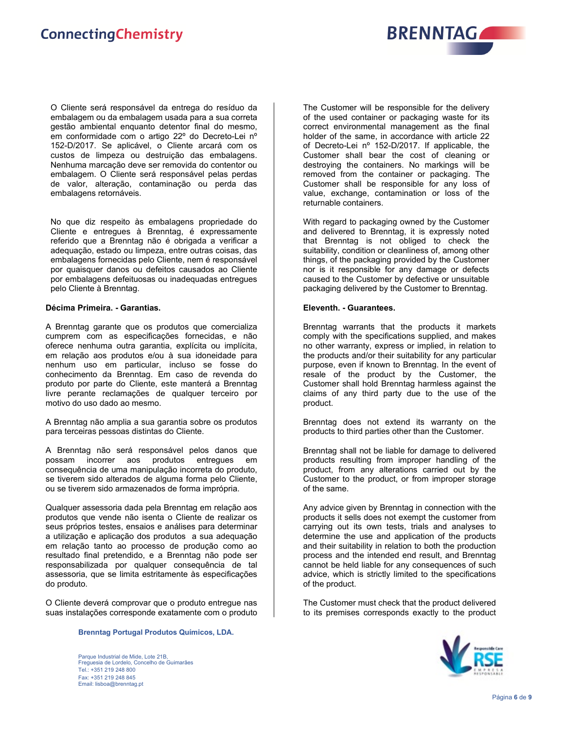O Cliente será responsável da entrega do resíduo da embalagem ou da embalagem usada para a sua correta gestão ambiental enquanto detentor final do mesmo, em conformidade com o artigo 22º do Decreto-Lei nº 152-D/2017. Se aplicável, o Cliente arcará com os custos de limpeza ou destruição das embalagens. Nenhuma marcação deve ser removida do contentor ou embalagem. O Cliente será responsável pelas perdas de valor, alteração, contaminação ou perda das embalagens retornáveis.

No que diz respeito às embalagens propriedade do Cliente e entregues à Brenntag, é expressamente referido que a Brenntag não é obrigada a verificar a adequação, estado ou limpeza, entre outras coisas, das embalagens fornecidas pelo Cliente, nem é responsável por quaisquer danos ou defeitos causados ao Cliente por embalagens defeituosas ou inadequadas entregues pelo Cliente à Brenntag.

**Décima Primeira. - Garantias.**

A Brenntag garante que os produtos que comercializa cumprem com as especificações fornecidas, e não oferece nenhuma outra garantia, explícita ou implícita, em relação aos produtos e/ou à sua idoneidade para nenhum uso em particular, incluso se fosse do conhecimento da Brenntag. Em caso de revenda do produto por parte do Cliente, este manterá a Brenntag livre perante reclamações de qualquer terceiro por motivo do uso dado ao mesmo.

A Brenntag não amplia a sua garantia sobre os produtos para terceiras pessoas distintas do Cliente.

A Brenntag não será responsável pelos danos que possam incorrer aos produtos entregues em consequência de uma manipulação incorreta do produto, se tiverem sido alterados de alguma forma pelo Cliente, ou se tiverem sido armazenados de forma imprópria.

Qualquer assessoria dada pela Brenntag em relação aos produtos que vende não isenta o Cliente de realizar os seus próprios testes, ensaios e análises para determinar a utilização e aplicação dos produtos a sua adequação em relação tanto ao processo de produção como ao resultado final pretendido, e a Brenntag não pode ser responsabilizada por qualquer consequência de tal assessoria, que se limita estritamente às especificações do produto.

O Cliente deverá comprovar que o produto entregue nas suas instalações corresponde exatamente com o produto

The Customer will be responsible for the delivery of the used container or packaging waste for its correct environmental management as the final holder of the same, in accordance with article 22 of Decreto-Lei nº 152-D/2017. If applicable, the Customer shall bear the cost of cleaning or destroying the containers. No markings will be removed from the container or packaging. The Customer shall be responsible for any loss of value, exchange, contamination or loss of the returnable containers.

With regard to packaging owned by the Customer and delivered to Brenntag, it is expressly noted that Brenntag is not obliged to check the suitability, condition or cleanliness of, among other things, of the packaging provided by the Customer nor is it responsible for any damage or defects caused to the Customer by defective or unsuitable packaging delivered by the Customer to Brenntag.

**Eleventh. - Guarantees.**

Brenntag warrants that the products it markets comply with the specifications supplied, and makes no other warranty, express or implied, in relation to the products and/or their suitability for any particular purpose, even if known to Brenntag. In the event of resale of the product by the Customer, the Customer shall hold Brenntag harmless against the claims of any third party due to the use of the product.

Brenntag does not extend its warranty on the products to third parties other than the Customer.

Brenntag shall not be liable for damage to delivered products resulting from improper handling of the product, from any alterations carried out by the Customer to the product, or from improper storage of the same.

Any advice given by Brenntag in connection with the products it sells does not exempt the customer from carrying out its own tests, trials and analyses to determine the use and application of the products and their suitability in relation to both the production process and the intended end result, and Brenntag cannot be held liable for any consequences of such advice, which is strictly limited to the specifications of the product.

The Customer must check that the product delivered to its premises corresponds exactly to the product

**Brenntag Portugal Produtos Químicos, LDA.**

Parque Industrial de Mide, Lote 21B,
Freguesia de Lordelo, Concelho de Guimarães
Tel.: +351 219 248 800
Fax: +351 219 248 845
Email: lisboa@brenntag.pt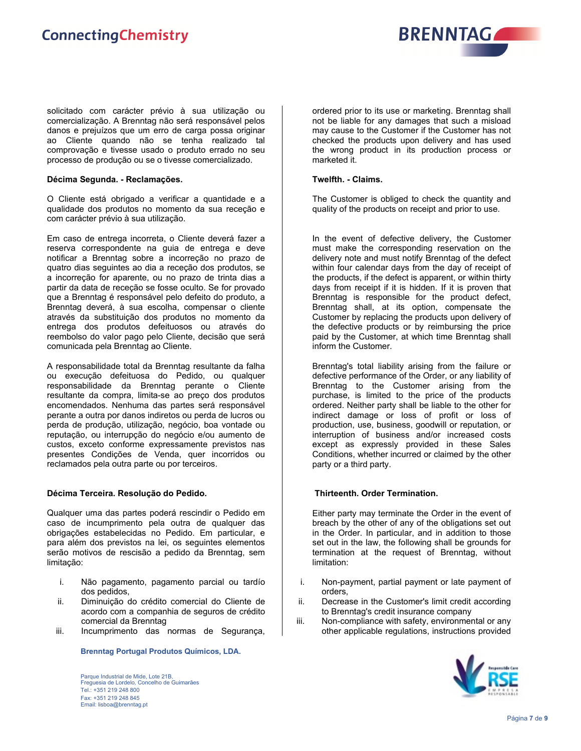solicitado com carácter prévio à sua utilização ou comercialização. A Brenntag não será responsável pelos danos e prejuízos que um erro de carga possa originar ao Cliente quando não se tenha realizado tal comprovação e tivesse usado o produto errado no seu processo de produção ou se o tivesse comercializado.

**Décima Segunda. - Reclamações.**

O Cliente está obrigado a verificar a quantidade e a qualidade dos produtos no momento da sua receção e com carácter prévio à sua utilização.

Em caso de entrega incorreta, o Cliente deverá fazer a reserva correspondente na guia de entrega e deve notificar a Brenntag sobre a incorreção no prazo de quatro dias seguintes ao dia a receção dos produtos, se a incorreção for aparente, ou no prazo de trinta dias a partir da data de receção se fosse oculto. Se for provado que a Brenntag é responsável pelo defeito do produto, a Brenntag deverá, à sua escolha, compensar o cliente através da substituição dos produtos no momento da entrega dos produtos defeituosos ou através do reembolso do valor pago pelo Cliente, decisão que será comunicada pela Brenntag ao Cliente.

A responsabilidade total da Brenntag resultante da falha ou execução defeituosa do Pedido, ou qualquer responsabilidade da Brenntag perante o Cliente resultante da compra, limita-se ao preço dos produtos encomendados. Nenhuma das partes será responsável perante a outra por danos indiretos ou perda de lucros ou perda de produção, utilização, negócio, boa vontade ou reputação, ou interrupção do negócio e/ou aumento de custos, exceto conforme expressamente previstos nas presentes Condições de Venda, quer incorridos ou reclamados pela outra parte ou por terceiros.

**Décima Terceira. Resolução do Pedido.**

Qualquer uma das partes poderá rescindir o Pedido em caso de incumprimento pela outra de qualquer das obrigações estabelecidas no Pedido. Em particular, e para além dos previstos na lei, os seguintes elementos serão motivos de rescisão a pedido da Brenntag, sem limitação:

i. Não pagamento, pagamento parcial ou tardío dos pedidos,
ii. Diminuição do crédito comercial do Cliente de acordo com a companhia de seguros de crédito comercial da Brenntag
iii. Incumprimento das normas de Segurança,

ordered prior to its use or marketing. Brenntag shall not be liable for any damages that such a misload may cause to the Customer if the Customer has not checked the products upon delivery and has used the wrong product in its production process or marketed it.

**Twelfth. - Claims.**

The Customer is obliged to check the quantity and quality of the products on receipt and prior to use.

In the event of defective delivery, the Customer must make the corresponding reservation on the delivery note and must notify Brenntag of the defect within four calendar days from the day of receipt of the products, if the defect is apparent, or within thirty days from receipt if it is hidden. If it is proven that Brenntag is responsible for the product defect, Brenntag shall, at its option, compensate the Customer by replacing the products upon delivery of the defective products or by reimbursing the price paid by the Customer, at which time Brenntag shall inform the Customer.

Brenntag's total liability arising from the failure or defective performance of the Order, or any liability of Brenntag to the Customer arising from the purchase, is limited to the price of the products ordered. Neither party shall be liable to the other for indirect damage or loss of profit or loss of production, use, business, goodwill or reputation, or interruption of business and/or increased costs except as expressly provided in these Sales Conditions, whether incurred or claimed by the other party or a third party.

**Thirteenth. Order Termination.**

Either party may terminate the Order in the event of breach by the other of any of the obligations set out in the Order. In particular, and in addition to those set out in the law, the following shall be grounds for termination at the request of Brenntag, without limitation:

i. Non-payment, partial payment or late payment of orders,
ii. Decrease in the Customer's limit credit according to Brenntag's credit insurance company
iii. Non-compliance with safety, environmental or any other applicable regulations, instructions provided

**Brenntag Portugal Produtos Químicos, LDA.**

Parque Industrial de Mide, Lote 21B,
Freguesia de Lordelo, Concelho de Guimarães
Tel.: +351 219 248 800
Fax: +351 219 248 845
Email: lisboa@brenntag.pt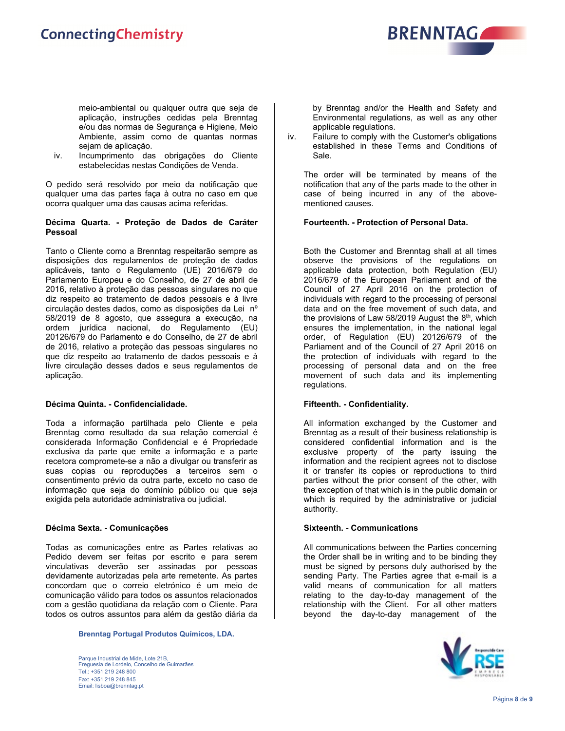meio-ambiental ou qualquer outra que seja de aplicação, instruções cedidas pela Brenntag e/ou das normas de Segurança e Higiene, Meio Ambiente, assim como de quantas normas sejam de aplicação.

iv. Incumprimento das obrigações do Cliente estabelecidas nestas Condições de Venda.

O pedido será resolvido por meio da notificação que qualquer uma das partes faça à outra no caso em que ocorra qualquer uma das causas acima referidas.

**Décima Quarta. - Proteção de Dados de Caráter Pessoal**

Tanto o Cliente como a Brenntag respeitarão sempre as disposições dos regulamentos de proteção de dados aplicáveis, tanto o Regulamento (UE) 2016/679 do Parlamento Europeu e do Conselho, de 27 de abril de 2016, relativo à proteção das pessoas singulares no que diz respeito ao tratamento de dados pessoais e à livre circulação destes dados, como as disposições da Lei nº 58/2019 de 8 agosto, que assegura a execução, na ordem jurídica nacional, do Regulamento (EU) 20126/679 do Parlamento e do Conselho, de 27 de abril de 2016, relativo a proteção das pessoas singulares no que diz respeito ao tratamento de dados pessoais e à livre circulação desses dados e seus regulamentos de aplicação.

**Décima Quinta. - Confidencialidade.**

Toda a informação partilhada pelo Cliente e pela Brenntag como resultado da sua relação comercial é considerada Informação Confidencial e é Propriedade exclusiva da parte que emite a informação e a parte recetora compromete-se a não a divulgar ou transferir as suas copias ou reproduções a terceiros sem o consentimento prévio da outra parte, exceto no caso de informação que seja do domínio público ou que seja exigida pela autoridade administrativa ou judicial.

**Décima Sexta. - Comunicações**

Todas as comunicações entre as Partes relativas ao Pedido devem ser feitas por escrito e para serem vinculativas deverão ser assinadas por pessoas devidamente autorizadas pela parte remetente. As partes concordam que o correio eletrónico é um meio de comunicação válido para todos os assuntos relacionados com a gestão quotidiana da relação com o Cliente. Para todos os outros assuntos para além da gestão diária da

by Brenntag and/or the Health and Safety and Environmental regulations, as well as any other applicable regulations.

iv. Failure to comply with the Customer's obligations established in these Terms and Conditions of Sale.

The order will be terminated by means of the notification that any of the parts made to the other in case of being incurred in any of the above-mentioned causes.

**Fourteenth. - Protection of Personal Data.**

Both the Customer and Brenntag shall at all times observe the provisions of the regulations on applicable data protection, both Regulation (EU) 2016/679 of the European Parliament and of the Council of 27 April 2016 on the protection of individuals with regard to the processing of personal data and on the free movement of such data, and the provisions of Law 58/2019 August the 8th, which ensures the implementation, in the national legal order, of Regulation (EU) 20126/679 of the Parliament and of the Council of 27 April 2016 on the protection of individuals with regard to the processing of personal data and on the free movement of such data and its implementing regulations.

**Fifteenth. - Confidentiality.**

All information exchanged by the Customer and Brenntag as a result of their business relationship is considered confidential information and is the exclusive property of the party issuing the information and the recipient agrees not to disclose it or transfer its copies or reproductions to third parties without the prior consent of the other, with the exception of that which is in the public domain or which is required by the administrative or judicial authority.

**Sixteenth. - Communications**

All communications between the Parties concerning the Order shall be in writing and to be binding they must be signed by persons duly authorised by the sending Party. The Parties agree that e-mail is a valid means of communication for all matters relating to the day-to-day management of the relationship with the Client. For all other matters beyond the day-to-day management of the

**Brenntag Portugal Produtos Químicos, LDA.**

Parque Industrial de Mide, Lote 21B,
Freguesia de Lordelo, Concelho de Guimarães
Tel.: +351 219 248 800
Fax: +351 219 248 845
Email: lisboa@brenntag.pt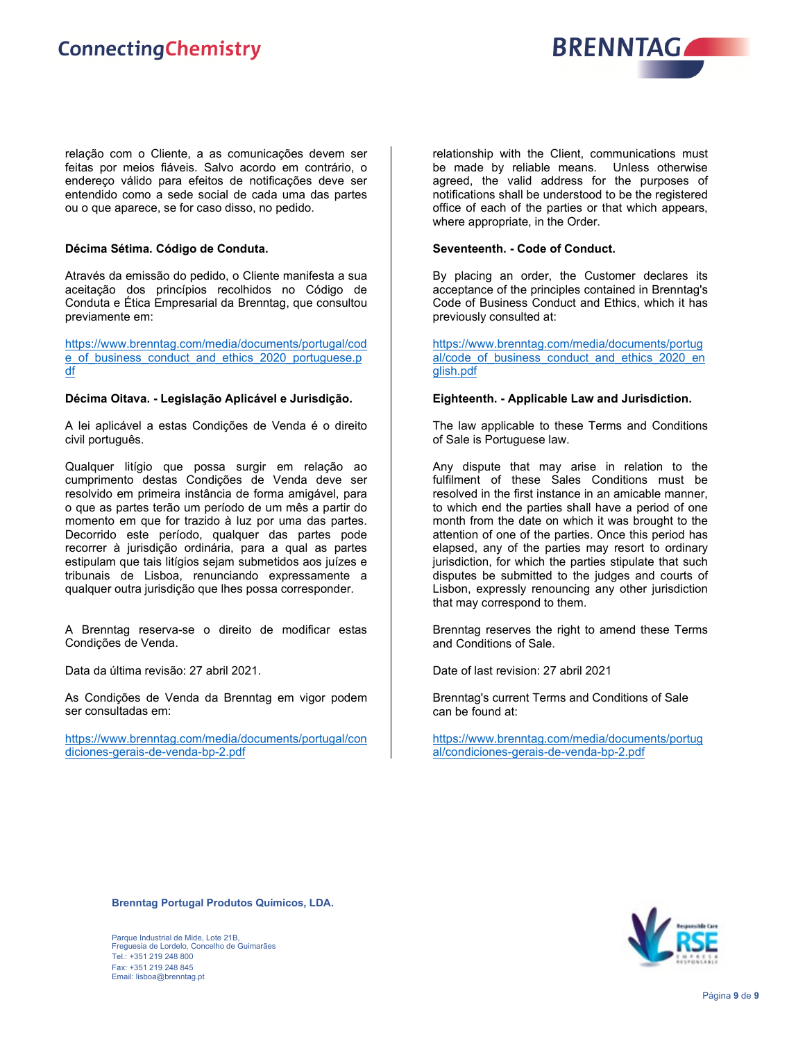relação com o Cliente, a as comunicações devem ser feitas por meios fiáveis. Salvo acordo em contrário, o endereço válido para efeitos de notificações deve ser entendido como a sede social de cada uma das partes ou o que aparece, se for caso disso, no pedido.

**Décima Sétima. Código de Conduta.**

Através da emissão do pedido, o Cliente manifesta a sua aceitação dos princípios recolhidos no Código de Conduta e Ética Empresarial da Brenntag, que consultou previamente em:

https://www.brenntag.com/media/documents/portugal/code_of_business_conduct_and_ethics_2020_portuguese.pdf

**Décima Oitava. - Legislação Aplicável e Jurisdição.**

A lei aplicável a estas Condições de Venda é o direito civil português.

Qualquer litígio que possa surgir em relação ao cumprimento destas Condições de Venda deve ser resolvido em primeira instância de forma amigável, para o que as partes terão um período de um mês a partir do momento em que for trazido à luz por uma das partes. Decorrido este período, qualquer das partes pode recorrer à jurisdição ordinária, para a qual as partes estipulam que tais litígios sejam submetidos aos juízes e tribunais de Lisboa, renunciando expressamente a qualquer outra jurisdição que lhes possa corresponder.

A Brenntag reserva-se o direito de modificar estas Condições de Venda.

Data da última revisão: 27 abril 2021.

As Condições de Venda da Brenntag em vigor podem ser consultadas em:

https://www.brenntag.com/media/documents/portugal/condiciones-gerais-de-venda-bp-2.pdf

relationship with the Client, communications must be made by reliable means. Unless otherwise agreed, the valid address for the purposes of notifications shall be understood to be the registered office of each of the parties or that which appears, where appropriate, in the Order.

**Seventeenth. - Code of Conduct.**

By placing an order, the Customer declares its acceptance of the principles contained in Brenntag's Code of Business Conduct and Ethics, which it has previously consulted at:

https://www.brenntag.com/media/documents/portugal/code_of_business_conduct_and_ethics_2020_english.pdf

**Eighteenth. - Applicable Law and Jurisdiction.**

The law applicable to these Terms and Conditions of Sale is Portuguese law.

Any dispute that may arise in relation to the fulfilment of these Sales Conditions must be resolved in the first instance in an amicable manner, to which end the parties shall have a period of one month from the date on which it was brought to the attention of one of the parties. Once this period has elapsed, any of the parties may resort to ordinary jurisdiction, for which the parties stipulate that such disputes be submitted to the judges and courts of Lisbon, expressly renouncing any other jurisdiction that may correspond to them.

Brenntag reserves the right to amend these Terms and Conditions of Sale.

Date of last revision: 27 abril 2021

Brenntag's current Terms and Conditions of Sale can be found at:

https://www.brenntag.com/media/documents/portugal/condiciones-gerais-de-venda-bp-2.pdf

**Brenntag Portugal Produtos Químicos, LDA.**

Parque Industrial de Mide, Lote 21B,
Freguesia de Lordelo, Concelho de Guimarães
Tel.: +351 219 248 800
Fax: +351 219 248 845
Email: lisboa@brenntag.pt